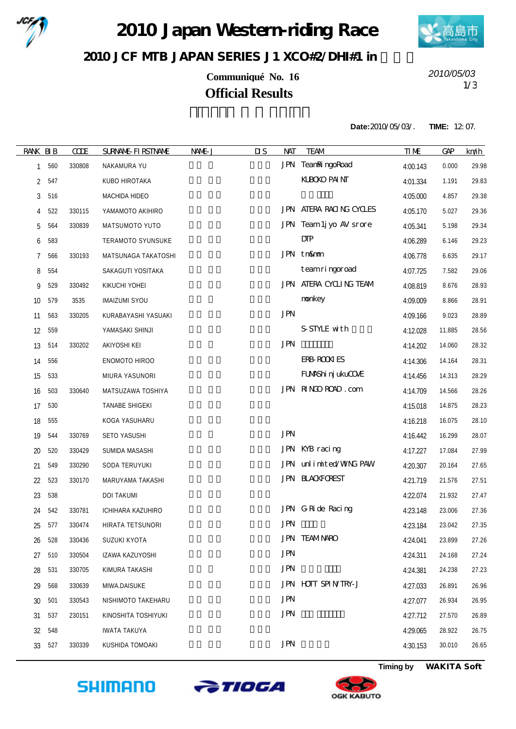# 2010 Japan Western-riding Race

## 2010 JCF MTB JAPAN SERIES J1 XCO#2/DHI#1 in

**Communiqué No. 16**

2010/05/03

## Official Results

**Date:**2010/05/03/. **TIME:** 12:07.

| RANK | BIB | CODE | SURNAME-FIRSTNAME | NAME-J | DIS | NAT | TEAM | TIME | GAP | km/h |
|---|---|---|---|---|---|---|---|---|---|---|
| 1 | 560 | 330808 | NAKAMURA YU | | | JPN | TeamRingoRoad | 4:00.143 | 0.000 | 29.98 |
| 2 | 547 | | KUBO HIROTAKA | | | | KUBOKO PAINT | 4:01.334 | 1.191 | 29.83 |
| 3 | 516 | | MACHIDA HIDEO | | | | | 4:05.000 | 4.857 | 29.38 |
| 4 | 522 | 330115 | YAMAMOTO AKIHIRO | | | JPN | ATERA RACING CYCLES | 4:05.170 | 5.027 | 29.36 |
| 5 | 564 | 330839 | MATSUMOTO YUTO | | | JPN | Team 1jyo AV srore | 4:05.341 | 5.198 | 29.34 |
| 6 | 583 | | TERAMOTO SYUNSUKE | | | | DTP | 4:06.289 | 6.146 | 29.23 |
| 7 | 566 | 330193 | MATSUNAGA TAKATOSHI | | | JPN | tn&mn | 4:06.778 | 6.635 | 29.17 |
| 8 | 554 | | SAKAGUTI YOSITAKA | | | | teamringoroad | 4:07.725 | 7.582 | 29.06 |
| 9 | 529 | 330492 | KIKUCHI YOHEI | | | JPN | ATERA CYCLING TEAM | 4:08.819 | 8.676 | 28.93 |
| 10 | 579 | 3535 | IMAIZUMI SYOU | | | | monkey | 4:09.009 | 8.866 | 28.91 |
| 11 | 563 | 330205 | KURABAYASHI YASUAKI | | | JPN | | 4:09.166 | 9.023 | 28.89 |
| 12 | 559 | | YAMASAKI SHINJI | | | | S-STYLE with | 4:12.028 | 11.885 | 28.56 |
| 13 | 514 | 330202 | AKIYOSHI KEI | | | JPN | | 4:14.202 | 14.060 | 28.32 |
| 14 | 556 | | ENOMOTO HIROO | | | | ERB-ROOKIES | 4:14.306 | 14.164 | 28.31 |
| 15 | 533 | | MIURA YASUNORI | | | | FUMAShinjukuCOVE | 4:14.456 | 14.313 | 28.29 |
| 16 | 503 | 330640 | MATSUZAWA TOSHIYA | | | JPN | RINGO ROAD.com | 4:14.709 | 14.566 | 28.26 |
| 17 | 530 | | TANABE SHIGEKI | | | | | 4:15.018 | 14.875 | 28.23 |
| 18 | 555 | | KOGA YASUHARU | | | | | 4:16.218 | 16.075 | 28.10 |
| 19 | 544 | 330769 | SETO YASUSHI | | | JPN | | 4:16.442 | 16.299 | 28.07 |
| 20 | 520 | 330429 | SUMIDA MASASHI | | | JPN | KYB racing | 4:17.227 | 17.084 | 27.99 |
| 21 | 549 | 330290 | SODA TERUYUKI | | | JPN | unlimited/WING PAW | 4:20.307 | 20.164 | 27.65 |
| 22 | 523 | 330170 | MARUYAMA TAKASHI | | | JPN | BLACKFOREST | 4:21.719 | 21.576 | 27.51 |
| 23 | 538 | | DOI TAKUMI | | | | | 4:22.074 | 21.932 | 27.47 |
| 24 | 542 | 330781 | ICHIHARA KAZUHIRO | | | JPN | G-Ride Racing | 4:23.148 | 23.006 | 27.36 |
| 25 | 577 | 330474 | HIRATA TETSUNORI | | | JPN | | 4:23.184 | 23.042 | 27.35 |
| 26 | 528 | 330436 | SUZUKI KYOTA | | | JPN | TEAM NARO | 4:24.041 | 23.899 | 27.26 |
| 27 | 510 | 330504 | IZAWA KAZUYOSHI | | | JPN | | 4:24.311 | 24.168 | 27.24 |
| 28 | 531 | 330705 | KIMURA TAKASHI | | | JPN | | 4:24.381 | 24.238 | 27.23 |
| 29 | 568 | 330639 | MIWA.DAISUKE | | | JPN | HOTT SPIN/TRY-J | 4:27.033 | 26.891 | 26.96 |
| 30 | 501 | 330543 | NISHIMOTO TAKEHARU | | | JPN | | 4:27.077 | 26.934 | 26.95 |
| 31 | 537 | 230151 | KINOSHITA TOSHIYUKI | | | JPN | | 4:27.712 | 27.570 | 26.89 |
| 32 | 548 | | IWATA TAKUYA | | | | | 4:29.065 | 28.922 | 26.75 |
| 33 | 527 | 330339 | KUSHIDA TOMOAKI | | | JPN | | 4:30.153 | 30.010 | 26.65 |

Timing by **WAKITA Soft**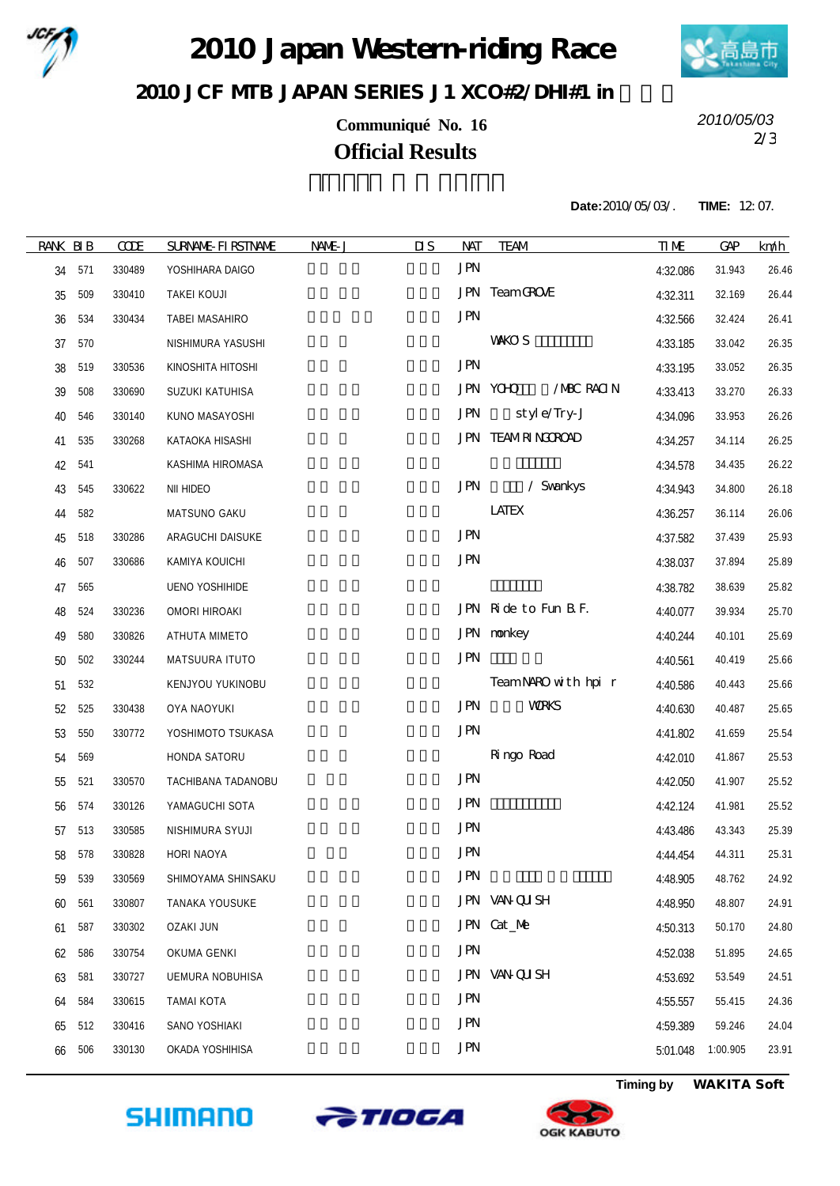# 2010 Japan Western-riding Race

## 2010 JCF MTB JAPAN SERIES J1 XCO#2/DHI#1 in

**Communiqué No. 16**

**Official Results**

2010/05/03

**Date:** 2010/05/03/. **TIME:** 12:07.

| RANK | BIB | CODE | SURNAME-FIRSTNAME | NAME-J | DIS | NAT | TEAM | TIME | GAP | km/h |
|---|---|---|---|---|---|---|---|---|---|---|
| 34 | 571 | 330489 | YOSHIHARA DAIGO | | | JPN | | 4:32.086 | 31.943 | 26.46 |
| 35 | 509 | 330410 | TAKEI KOUJI | | | JPN | Team GROVE | 4:32.311 | 32.169 | 26.44 |
| 36 | 534 | 330434 | TABEI MASAHIRO | | | JPN | | 4:32.566 | 32.424 | 26.41 |
| 37 | 570 | | NISHIMURA YASUSHI | | | | WAKO S | 4:33.185 | 33.042 | 26.35 |
| 38 | 519 | 330536 | KINOSHITA HITOSHI | | | JPN | | 4:33.195 | 33.052 | 26.35 |
| 39 | 508 | 330690 | SUZUKI KATUHISA | | | JPN | YOHO /MBC RACIN | 4:33.413 | 33.270 | 26.33 |
| 40 | 546 | 330140 | KUNO MASAYOSHI | | | JPN | style/Try-J | 4:34.096 | 33.953 | 26.26 |
| 41 | 535 | 330268 | KATAOKA HISASHI | | | JPN | TEAM RINGOROAD | 4:34.257 | 34.114 | 26.25 |
| 42 | 541 | | KASHIMA HIROMASA | | | | | 4:34.578 | 34.435 | 26.22 |
| 43 | 545 | 330622 | NII HIDEO | | | JPN | / Swankys | 4:34.943 | 34.800 | 26.18 |
| 44 | 582 | | MATSUNO GAKU | | | | LATEX | 4:36.257 | 36.114 | 26.06 |
| 45 | 518 | 330286 | ARAGUCHI DAISUKE | | | JPN | | 4:37.582 | 37.439 | 25.93 |
| 46 | 507 | 330686 | KAMIYA KOUICHI | | | JPN | | 4:38.037 | 37.894 | 25.89 |
| 47 | 565 | | UENO YOSHIHIDE | | | | | 4:38.782 | 38.639 | 25.82 |
| 48 | 524 | 330236 | OMORI HIROAKI | | | JPN | Ride to Fun B.F. | 4:40.077 | 39.934 | 25.70 |
| 49 | 580 | 330826 | ATHUTA MIMETO | | | JPN | monkey | 4:40.244 | 40.101 | 25.69 |
| 50 | 502 | 330244 | MATSUURA ITUTO | | | JPN | | 4:40.561 | 40.419 | 25.66 |
| 51 | 532 | | KENJYOU YUKINOBU | | | | Team NARO with hpi r | 4:40.586 | 40.443 | 25.66 |
| 52 | 525 | 330438 | OYA NAOYUKI | | | JPN | WORKS | 4:40.630 | 40.487 | 25.65 |
| 53 | 550 | 330772 | YOSHIMOTO TSUKASA | | | JPN | | 4:41.802 | 41.659 | 25.54 |
| 54 | 569 | | HONDA SATORU | | | | Ringo Road | 4:42.010 | 41.867 | 25.53 |
| 55 | 521 | 330570 | TACHIBANA TADANOBU | | | JPN | | 4:42.050 | 41.907 | 25.52 |
| 56 | 574 | 330126 | YAMAGUCHI SOTA | | | JPN | | 4:42.124 | 41.981 | 25.52 |
| 57 | 513 | 330585 | NISHIMURA SYUJI | | | JPN | | 4:43.486 | 43.343 | 25.39 |
| 58 | 578 | 330828 | HORI NAOYA | | | JPN | | 4:44.454 | 44.311 | 25.31 |
| 59 | 539 | 330569 | SHIMOYAMA SHINSAKU | | | JPN | | 4:48.905 | 48.762 | 24.92 |
| 60 | 561 | 330807 | TANAKA YOUSUKE | | | JPN | VAN-QUISH | 4:48.950 | 48.807 | 24.91 |
| 61 | 587 | 330302 | OZAKI JUN | | | JPN | Cat_Me | 4:50.313 | 50.170 | 24.80 |
| 62 | 586 | 330754 | OKUMA GENKI | | | JPN | | 4:52.038 | 51.895 | 24.65 |
| 63 | 581 | 330727 | UEMURA NOBUHISA | | | JPN | VAN-QUISH | 4:53.692 | 53.549 | 24.51 |
| 64 | 584 | 330615 | TAMAI KOTA | | | JPN | | 4:55.557 | 55.415 | 24.36 |
| 65 | 512 | 330416 | SANO YOSHIAKI | | | JPN | | 4:59.389 | 59.246 | 24.04 |
| 66 | 506 | 330130 | OKADA YOSHIHISA | | | JPN | | 5:01.048 | 1:00.905 | 23.91 |

Timing by **WAKITA Soft**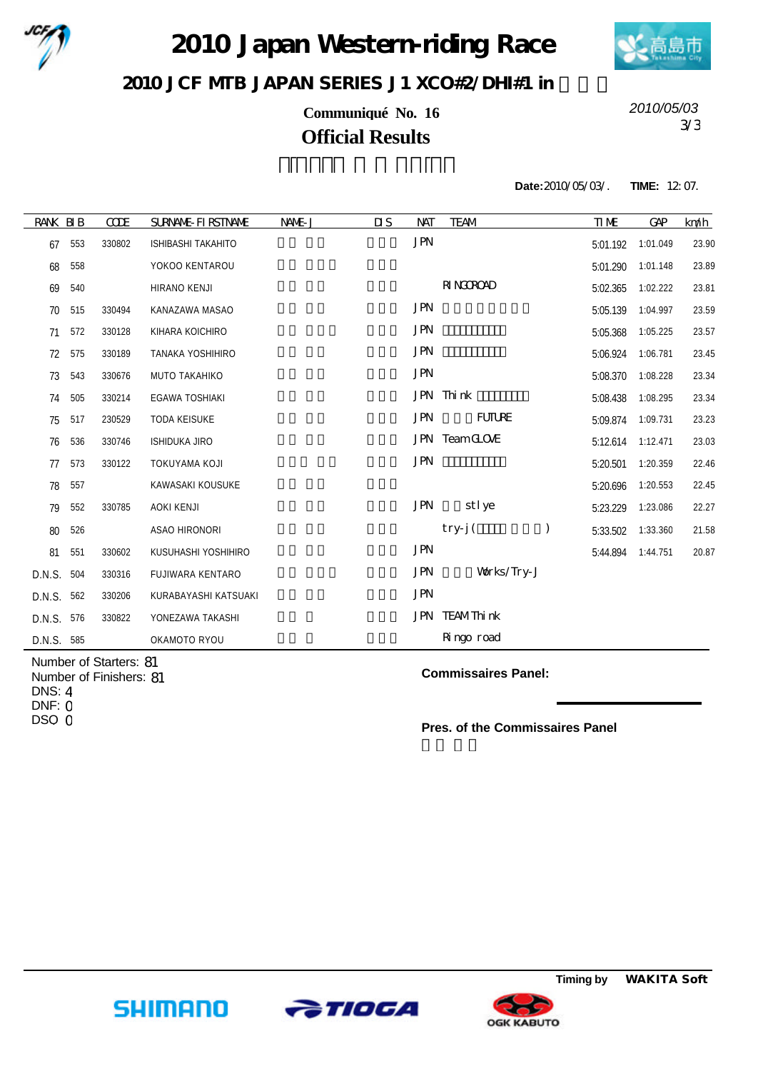# 2010 Japan Western-riding Race

## 2010 JCF MTB JAPAN SERIES J1 XCO#2/DHI#1 in

**Communiqué No. 16**

2010/05/03

# Official Results

**Date:** 2010/05/03/. **TIME:** 12:07.

| RANK | BIB | CODE | SURNAME-FIRSTNAME | NAME-J | DIS | NAT | TEAM | TIME | GAP | km/h |
|---|---|---|---|---|---|---|---|---|---|---|
| 67 | 553 | 330802 | ISHIBASHI TAKAHITO | | | JPN | | 5:01.192 | 1:01.049 | 23.90 |
| 68 | 558 | | YOKOO KENTAROU | | | | | 5:01.290 | 1:01.148 | 23.89 |
| 69 | 540 | | HIRANO KENJI | | | | RINGOROAD | 5:02.365 | 1:02.222 | 23.81 |
| 70 | 515 | 330494 | KANAZAWA MASAO | | | JPN | | 5:05.139 | 1:04.997 | 23.59 |
| 71 | 572 | 330128 | KIHARA KOICHIRO | | | JPN | | 5:05.368 | 1:05.225 | 23.57 |
| 72 | 575 | 330189 | TANAKA YOSHIHIRO | | | JPN | | 5:06.924 | 1:06.781 | 23.45 |
| 73 | 543 | 330676 | MUTO TAKAHIKO | | | JPN | | 5:08.370 | 1:08.228 | 23.34 |
| 74 | 505 | 330214 | EGAWA TOSHIAKI | | | JPN | Think | 5:08.438 | 1:08.295 | 23.34 |
| 75 | 517 | 230529 | TODA KEISUKE | | | JPN | FUTURE | 5:09.874 | 1:09.731 | 23.23 |
| 76 | 536 | 330746 | ISHIDUKA JIRO | | | JPN | Team GLOVE | 5:12.614 | 1:12.471 | 23.03 |
| 77 | 573 | 330122 | TOKUYAMA KOJI | | | JPN | | 5:20.501 | 1:20.359 | 22.46 |
| 78 | 557 | | KAWASAKI KOUSUKE | | | | | 5:20.696 | 1:20.553 | 22.45 |
| 79 | 552 | 330785 | AOKI KENJI | | | JPN | stlye | 5:23.229 | 1:23.086 | 22.27 |
| 80 | 526 | | ASAO HIRONORI | | | | try-j( ) | 5:33.502 | 1:33.360 | 21.58 |
| 81 | 551 | 330602 | KUSUHASHI YOSHIHIRO | | | JPN | | 5:44.894 | 1:44.751 | 20.87 |
| D.N.S. | 504 | 330316 | FUJIWARA KENTARO | | | JPN | Works/Try-J | | | |
| D.N.S. | 562 | 330206 | KURABAYASHI KATSUAKI | | | JPN | | | | |
| D.N.S. | 576 | 330822 | YONEZAWA TAKASHI | | | JPN | TEAM Think | | | |
| D.N.S. | 585 | | OKAMOTO RYOU | | | | Ringo road | | | |

Number of Starters: 81
Number of Finishers: 81
DNS: 4
DNF: 0
DSO 0

**Commissaires Panel:**

**Pres. of the Commissaires Panel**

Timing by **WAKITA Soft**